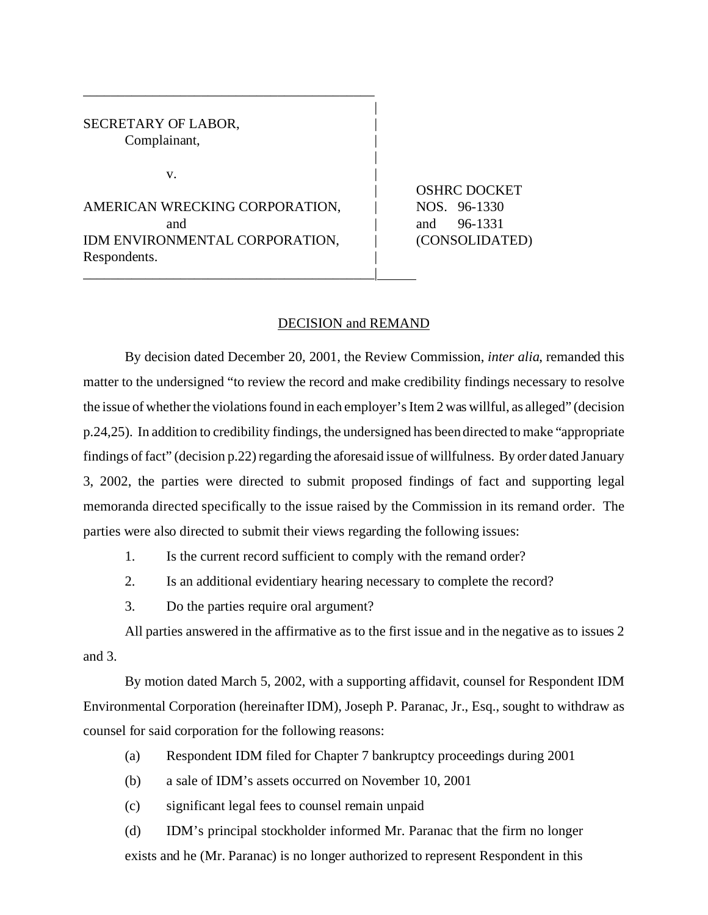SECRETARY OF LABOR,
Complainant,

v.

AMERICAN WRECKING CORPORATION,
and
IDM ENVIRONMENTAL CORPORATION,
Respondents.

OSHRC DOCKET
NOS. 96-1330
and 96-1331
(CONSOLIDATED)

## DECISION and REMAND

By decision dated December 20, 2001, the Review Commission, *inter alia*, remanded this matter to the undersigned "to review the record and make credibility findings necessary to resolve the issue of whether the violations found in each employer's Item 2 was willful, as alleged" (decision p.24,25). In addition to credibility findings, the undersigned has been directed to make "appropriate findings of fact" (decision p.22) regarding the aforesaid issue of willfulness. By order dated January 3, 2002, the parties were directed to submit proposed findings of fact and supporting legal memoranda directed specifically to the issue raised by the Commission in its remand order. The parties were also directed to submit their views regarding the following issues:

1. Is the current record sufficient to comply with the remand order?
2. Is an additional evidentiary hearing necessary to complete the record?
3. Do the parties require oral argument?

All parties answered in the affirmative as to the first issue and in the negative as to issues 2 and 3.

By motion dated March 5, 2002, with a supporting affidavit, counsel for Respondent IDM Environmental Corporation (hereinafter IDM), Joseph P. Paranac, Jr., Esq., sought to withdraw as counsel for said corporation for the following reasons:

(a) Respondent IDM filed for Chapter 7 bankruptcy proceedings during 2001

(b) a sale of IDM's assets occurred on November 10, 2001

(c) significant legal fees to counsel remain unpaid

(d) IDM's principal stockholder informed Mr. Paranac that the firm no longer exists and he (Mr. Paranac) is no longer authorized to represent Respondent in this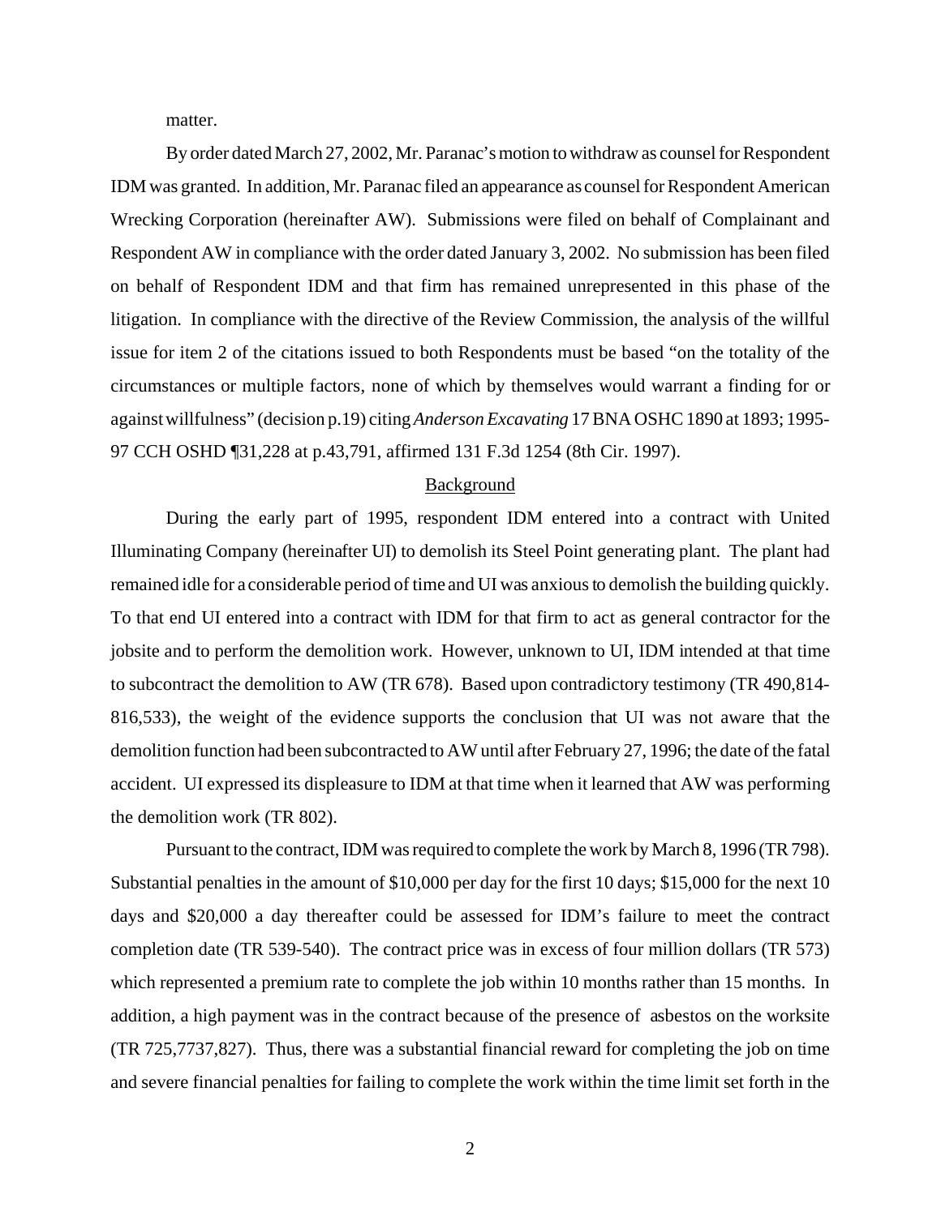matter.

By order dated March 27, 2002, Mr. Paranac's motion to withdraw as counsel for Respondent IDM was granted. In addition, Mr. Paranac filed an appearance as counsel for Respondent American Wrecking Corporation (hereinafter AW). Submissions were filed on behalf of Complainant and Respondent AW in compliance with the order dated January 3, 2002. No submission has been filed on behalf of Respondent IDM and that firm has remained unrepresented in this phase of the litigation. In compliance with the directive of the Review Commission, the analysis of the willful issue for item 2 of the citations issued to both Respondents must be based "on the totality of the circumstances or multiple factors, none of which by themselves would warrant a finding for or against willfulness" (decision p.19) citing *Anderson Excavating* 17 BNA OSHC 1890 at 1893; 1995-97 CCH OSHD ¶31,228 at p.43,791, affirmed 131 F.3d 1254 (8th Cir. 1997).

## Background

During the early part of 1995, respondent IDM entered into a contract with United Illuminating Company (hereinafter UI) to demolish its Steel Point generating plant. The plant had remained idle for a considerable period of time and UI was anxious to demolish the building quickly. To that end UI entered into a contract with IDM for that firm to act as general contractor for the jobsite and to perform the demolition work. However, unknown to UI, IDM intended at that time to subcontract the demolition to AW (TR 678). Based upon contradictory testimony (TR 490,814-816,533), the weight of the evidence supports the conclusion that UI was not aware that the demolition function had been subcontracted to AW until after February 27, 1996; the date of the fatal accident. UI expressed its displeasure to IDM at that time when it learned that AW was performing the demolition work (TR 802).

Pursuant to the contract, IDM was required to complete the work by March 8, 1996 (TR 798). Substantial penalties in the amount of $10,000 per day for the first 10 days; $15,000 for the next 10 days and $20,000 a day thereafter could be assessed for IDM's failure to meet the contract completion date (TR 539-540). The contract price was in excess of four million dollars (TR 573) which represented a premium rate to complete the job within 10 months rather than 15 months. In addition, a high payment was in the contract because of the presence of asbestos on the worksite (TR 725,7737,827). Thus, there was a substantial financial reward for completing the job on time and severe financial penalties for failing to complete the work within the time limit set forth in the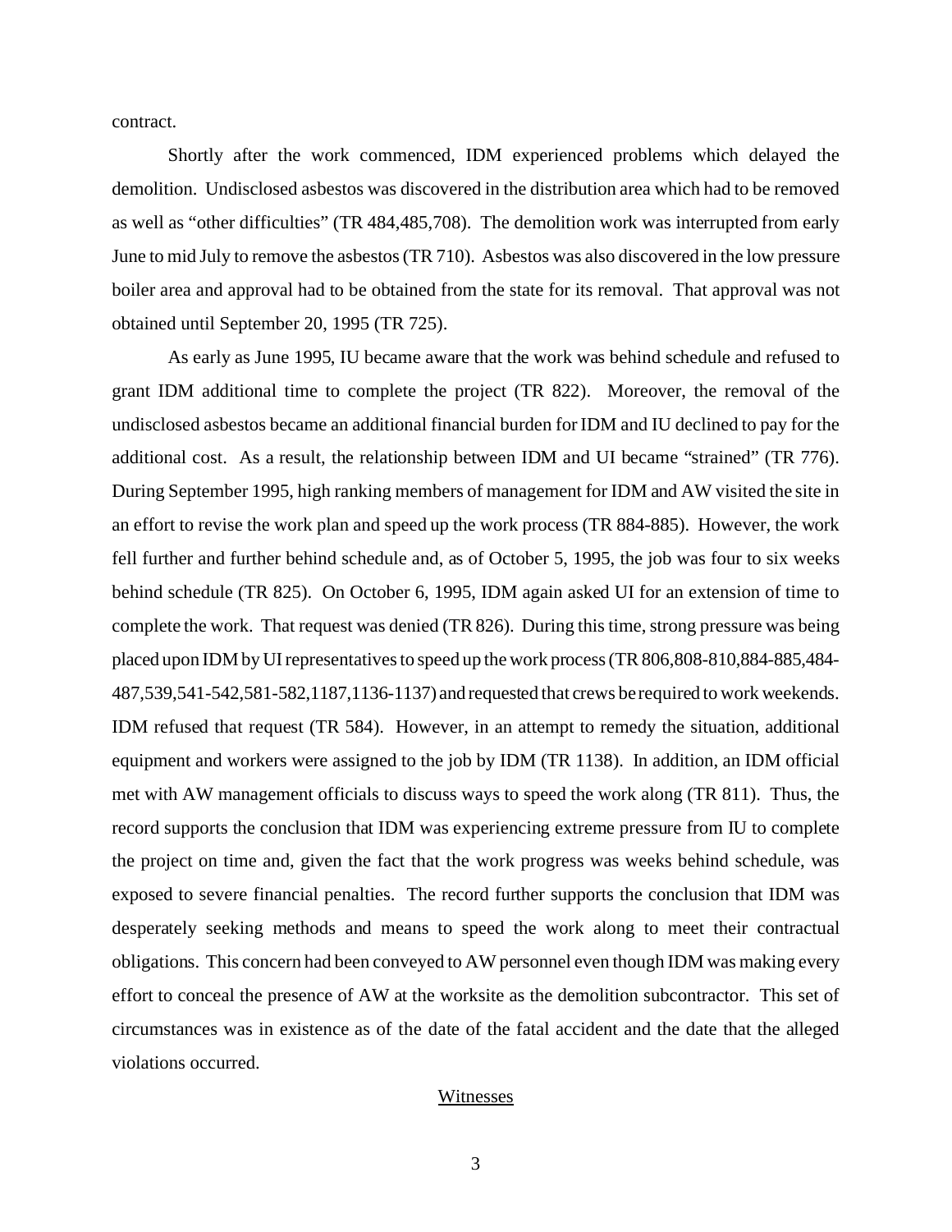contract.

Shortly after the work commenced, IDM experienced problems which delayed the demolition. Undisclosed asbestos was discovered in the distribution area which had to be removed as well as "other difficulties" (TR 484,485,708). The demolition work was interrupted from early June to mid July to remove the asbestos (TR 710). Asbestos was also discovered in the low pressure boiler area and approval had to be obtained from the state for its removal. That approval was not obtained until September 20, 1995 (TR 725).

As early as June 1995, IU became aware that the work was behind schedule and refused to grant IDM additional time to complete the project (TR 822). Moreover, the removal of the undisclosed asbestos became an additional financial burden for IDM and IU declined to pay for the additional cost. As a result, the relationship between IDM and UI became "strained" (TR 776). During September 1995, high ranking members of management for IDM and AW visited the site in an effort to revise the work plan and speed up the work process (TR 884-885). However, the work fell further and further behind schedule and, as of October 5, 1995, the job was four to six weeks behind schedule (TR 825). On October 6, 1995, IDM again asked UI for an extension of time to complete the work. That request was denied (TR 826). During this time, strong pressure was being placed upon IDM by UI representatives to speed up the work process (TR 806,808-810,884-885,484-487,539,541-542,581-582,1187,1136-1137) and requested that crews be required to work weekends. IDM refused that request (TR 584). However, in an attempt to remedy the situation, additional equipment and workers were assigned to the job by IDM (TR 1138). In addition, an IDM official met with AW management officials to discuss ways to speed the work along (TR 811). Thus, the record supports the conclusion that IDM was experiencing extreme pressure from IU to complete the project on time and, given the fact that the work progress was weeks behind schedule, was exposed to severe financial penalties. The record further supports the conclusion that IDM was desperately seeking methods and means to speed the work along to meet their contractual obligations. This concern had been conveyed to AW personnel even though IDM was making every effort to conceal the presence of AW at the worksite as the demolition subcontractor. This set of circumstances was in existence as of the date of the fatal accident and the date that the alleged violations occurred.

## Witnesses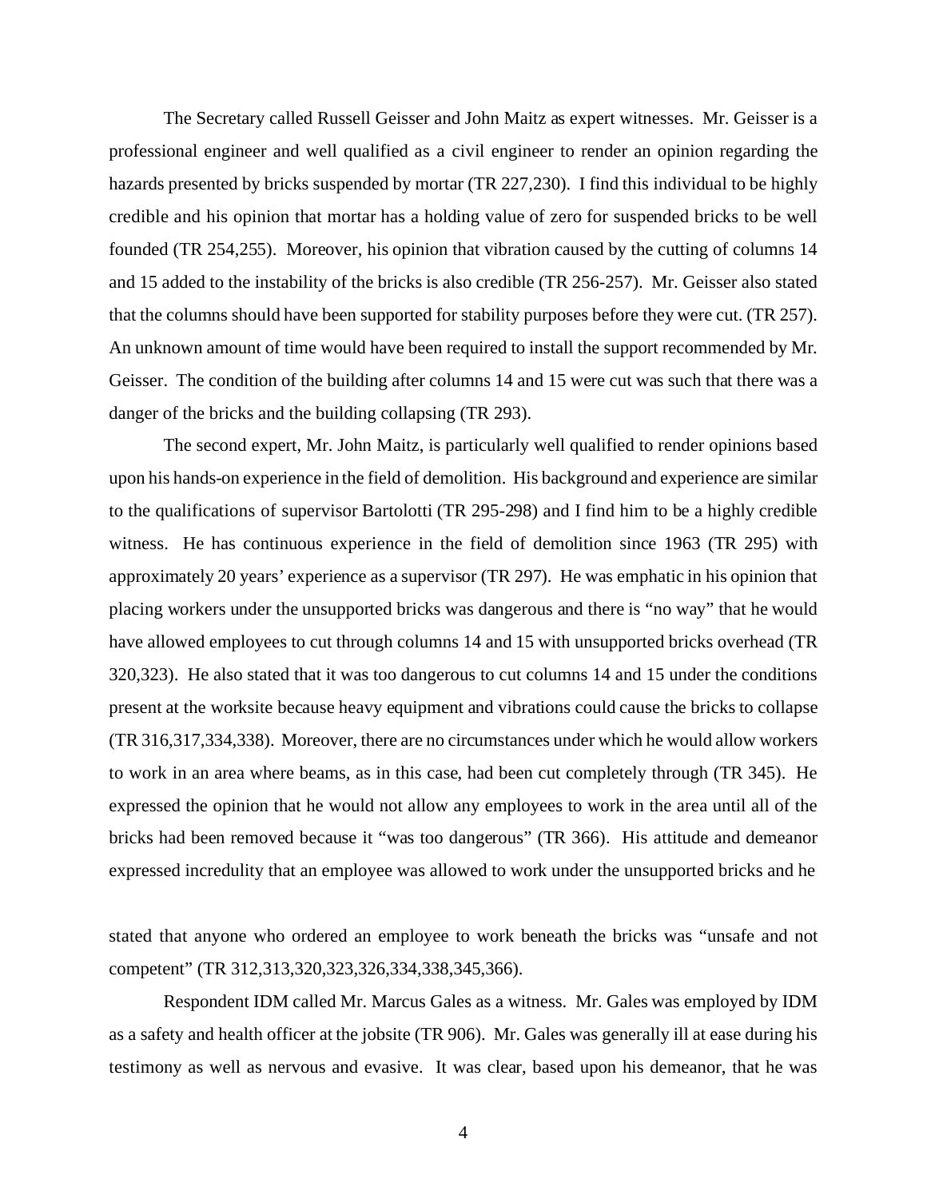The Secretary called Russell Geisser and John Maitz as expert witnesses. Mr. Geisser is a professional engineer and well qualified as a civil engineer to render an opinion regarding the hazards presented by bricks suspended by mortar (TR 227,230). I find this individual to be highly credible and his opinion that mortar has a holding value of zero for suspended bricks to be well founded (TR 254,255). Moreover, his opinion that vibration caused by the cutting of columns 14 and 15 added to the instability of the bricks is also credible (TR 256-257). Mr. Geisser also stated that the columns should have been supported for stability purposes before they were cut. (TR 257). An unknown amount of time would have been required to install the support recommended by Mr. Geisser. The condition of the building after columns 14 and 15 were cut was such that there was a danger of the bricks and the building collapsing (TR 293).

The second expert, Mr. John Maitz, is particularly well qualified to render opinions based upon his hands-on experience in the field of demolition. His background and experience are similar to the qualifications of supervisor Bartolotti (TR 295-298) and I find him to be a highly credible witness. He has continuous experience in the field of demolition since 1963 (TR 295) with approximately 20 years' experience as a supervisor (TR 297). He was emphatic in his opinion that placing workers under the unsupported bricks was dangerous and there is "no way" that he would have allowed employees to cut through columns 14 and 15 with unsupported bricks overhead (TR 320,323). He also stated that it was too dangerous to cut columns 14 and 15 under the conditions present at the worksite because heavy equipment and vibrations could cause the bricks to collapse (TR 316,317,334,338). Moreover, there are no circumstances under which he would allow workers to work in an area where beams, as in this case, had been cut completely through (TR 345). He expressed the opinion that he would not allow any employees to work in the area until all of the bricks had been removed because it "was too dangerous" (TR 366). His attitude and demeanor expressed incredulity that an employee was allowed to work under the unsupported bricks and he stated that anyone who ordered an employee to work beneath the bricks was "unsafe and not competent" (TR 312,313,320,323,326,334,338,345,366).

Respondent IDM called Mr. Marcus Gales as a witness. Mr. Gales was employed by IDM as a safety and health officer at the jobsite (TR 906). Mr. Gales was generally ill at ease during his testimony as well as nervous and evasive. It was clear, based upon his demeanor, that he was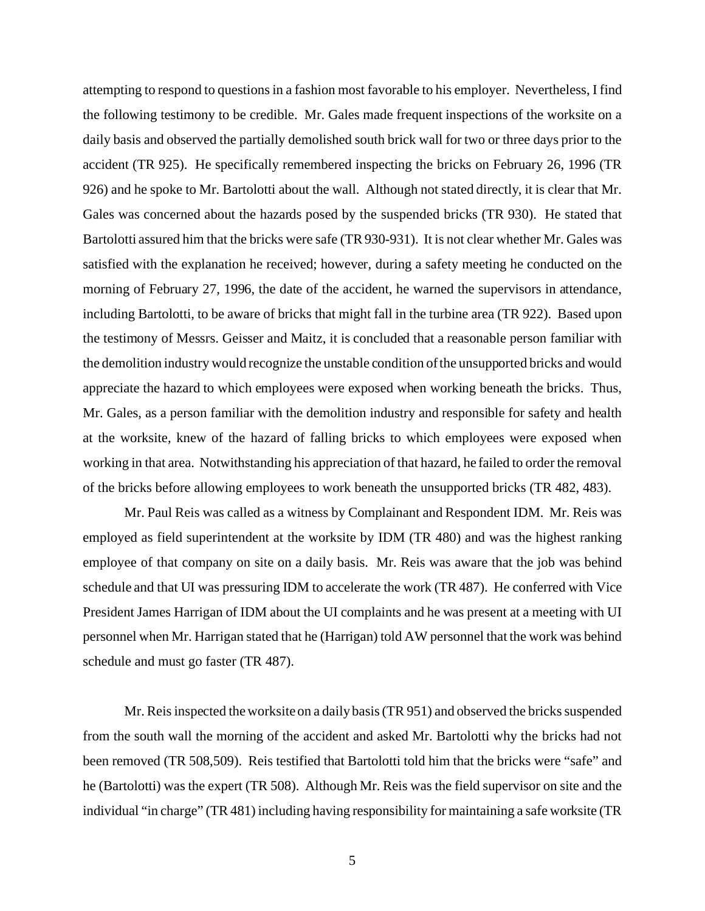attempting to respond to questions in a fashion most favorable to his employer. Nevertheless, I find the following testimony to be credible. Mr. Gales made frequent inspections of the worksite on a daily basis and observed the partially demolished south brick wall for two or three days prior to the accident (TR 925). He specifically remembered inspecting the bricks on February 26, 1996 (TR 926) and he spoke to Mr. Bartolotti about the wall. Although not stated directly, it is clear that Mr. Gales was concerned about the hazards posed by the suspended bricks (TR 930). He stated that Bartolotti assured him that the bricks were safe (TR 930-931). It is not clear whether Mr. Gales was satisfied with the explanation he received; however, during a safety meeting he conducted on the morning of February 27, 1996, the date of the accident, he warned the supervisors in attendance, including Bartolotti, to be aware of bricks that might fall in the turbine area (TR 922). Based upon the testimony of Messrs. Geisser and Maitz, it is concluded that a reasonable person familiar with the demolition industry would recognize the unstable condition of the unsupported bricks and would appreciate the hazard to which employees were exposed when working beneath the bricks. Thus, Mr. Gales, as a person familiar with the demolition industry and responsible for safety and health at the worksite, knew of the hazard of falling bricks to which employees were exposed when working in that area. Notwithstanding his appreciation of that hazard, he failed to order the removal of the bricks before allowing employees to work beneath the unsupported bricks (TR 482, 483).

Mr. Paul Reis was called as a witness by Complainant and Respondent IDM. Mr. Reis was employed as field superintendent at the worksite by IDM (TR 480) and was the highest ranking employee of that company on site on a daily basis. Mr. Reis was aware that the job was behind schedule and that UI was pressuring IDM to accelerate the work (TR 487). He conferred with Vice President James Harrigan of IDM about the UI complaints and he was present at a meeting with UI personnel when Mr. Harrigan stated that he (Harrigan) told AW personnel that the work was behind schedule and must go faster (TR 487).

Mr. Reis inspected the worksite on a daily basis (TR 951) and observed the bricks suspended from the south wall the morning of the accident and asked Mr. Bartolotti why the bricks had not been removed (TR 508,509). Reis testified that Bartolotti told him that the bricks were "safe" and he (Bartolotti) was the expert (TR 508). Although Mr. Reis was the field supervisor on site and the individual "in charge" (TR 481) including having responsibility for maintaining a safe worksite (TR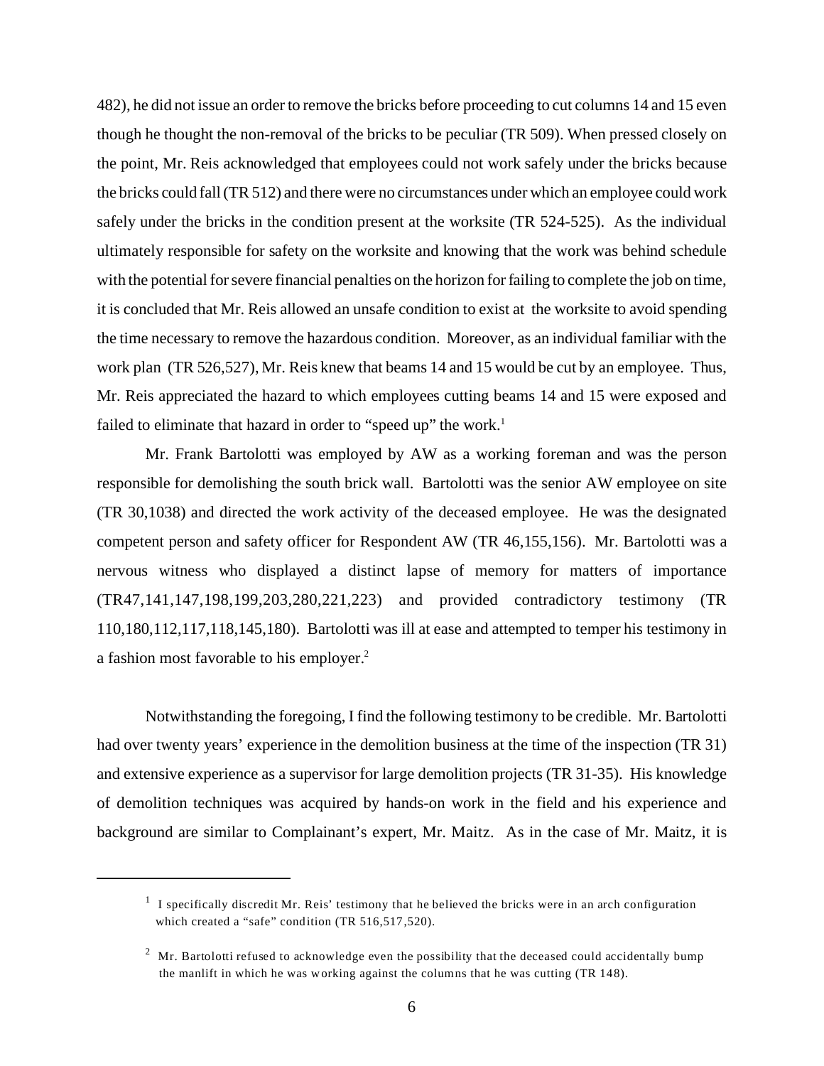482), he did not issue an order to remove the bricks before proceeding to cut columns 14 and 15 even though he thought the non-removal of the bricks to be peculiar (TR 509). When pressed closely on the point, Mr. Reis acknowledged that employees could not work safely under the bricks because the bricks could fall (TR 512) and there were no circumstances under which an employee could work safely under the bricks in the condition present at the worksite (TR 524-525). As the individual ultimately responsible for safety on the worksite and knowing that the work was behind schedule with the potential for severe financial penalties on the horizon for failing to complete the job on time, it is concluded that Mr. Reis allowed an unsafe condition to exist at the worksite to avoid spending the time necessary to remove the hazardous condition. Moreover, as an individual familiar with the work plan (TR 526,527), Mr. Reis knew that beams 14 and 15 would be cut by an employee. Thus, Mr. Reis appreciated the hazard to which employees cutting beams 14 and 15 were exposed and failed to eliminate that hazard in order to "speed up" the work.[1]

Mr. Frank Bartolotti was employed by AW as a working foreman and was the person responsible for demolishing the south brick wall. Bartolotti was the senior AW employee on site (TR 30,1038) and directed the work activity of the deceased employee. He was the designated competent person and safety officer for Respondent AW (TR 46,155,156). Mr. Bartolotti was a nervous witness who displayed a distinct lapse of memory for matters of importance (TR47,141,147,198,199,203,280,221,223) and provided contradictory testimony (TR 110,180,112,117,118,145,180). Bartolotti was ill at ease and attempted to temper his testimony in a fashion most favorable to his employer.[2]

Notwithstanding the foregoing, I find the following testimony to be credible. Mr. Bartolotti had over twenty years' experience in the demolition business at the time of the inspection (TR 31) and extensive experience as a supervisor for large demolition projects (TR 31-35). His knowledge of demolition techniques was acquired by hands-on work in the field and his experience and background are similar to Complainant's expert, Mr. Maitz. As in the case of Mr. Maitz, it is

---

[1] I specifically discredit Mr. Reis' testimony that he believed the bricks were in an arch configuration which created a "safe" condition (TR 516,517,520).

[2] Mr. Bartolotti refused to acknowledge even the possibility that the deceased could accidentally bump the manlift in which he was working against the columns that he was cutting (TR 148).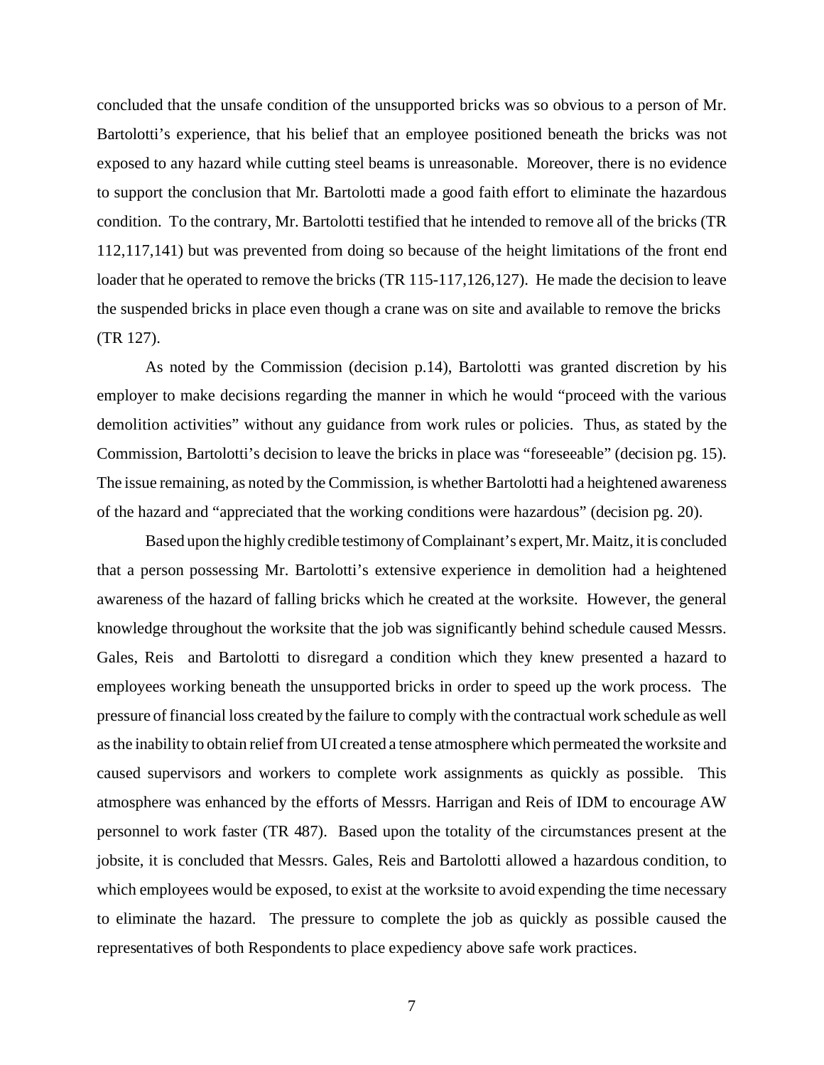concluded that the unsafe condition of the unsupported bricks was so obvious to a person of Mr. Bartolotti's experience, that his belief that an employee positioned beneath the bricks was not exposed to any hazard while cutting steel beams is unreasonable. Moreover, there is no evidence to support the conclusion that Mr. Bartolotti made a good faith effort to eliminate the hazardous condition. To the contrary, Mr. Bartolotti testified that he intended to remove all of the bricks (TR 112,117,141) but was prevented from doing so because of the height limitations of the front end loader that he operated to remove the bricks (TR 115-117,126,127). He made the decision to leave the suspended bricks in place even though a crane was on site and available to remove the bricks (TR 127).

As noted by the Commission (decision p.14), Bartolotti was granted discretion by his employer to make decisions regarding the manner in which he would "proceed with the various demolition activities" without any guidance from work rules or policies. Thus, as stated by the Commission, Bartolotti's decision to leave the bricks in place was "foreseeable" (decision pg. 15). The issue remaining, as noted by the Commission, is whether Bartolotti had a heightened awareness of the hazard and "appreciated that the working conditions were hazardous" (decision pg. 20).

Based upon the highly credible testimony of Complainant's expert, Mr. Maitz, it is concluded that a person possessing Mr. Bartolotti's extensive experience in demolition had a heightened awareness of the hazard of falling bricks which he created at the worksite. However, the general knowledge throughout the worksite that the job was significantly behind schedule caused Messrs. Gales, Reis and Bartolotti to disregard a condition which they knew presented a hazard to employees working beneath the unsupported bricks in order to speed up the work process. The pressure of financial loss created by the failure to comply with the contractual work schedule as well as the inability to obtain relief from UI created a tense atmosphere which permeated the worksite and caused supervisors and workers to complete work assignments as quickly as possible. This atmosphere was enhanced by the efforts of Messrs. Harrigan and Reis of IDM to encourage AW personnel to work faster (TR 487). Based upon the totality of the circumstances present at the jobsite, it is concluded that Messrs. Gales, Reis and Bartolotti allowed a hazardous condition, to which employees would be exposed, to exist at the worksite to avoid expending the time necessary to eliminate the hazard. The pressure to complete the job as quickly as possible caused the representatives of both Respondents to place expediency above safe work practices.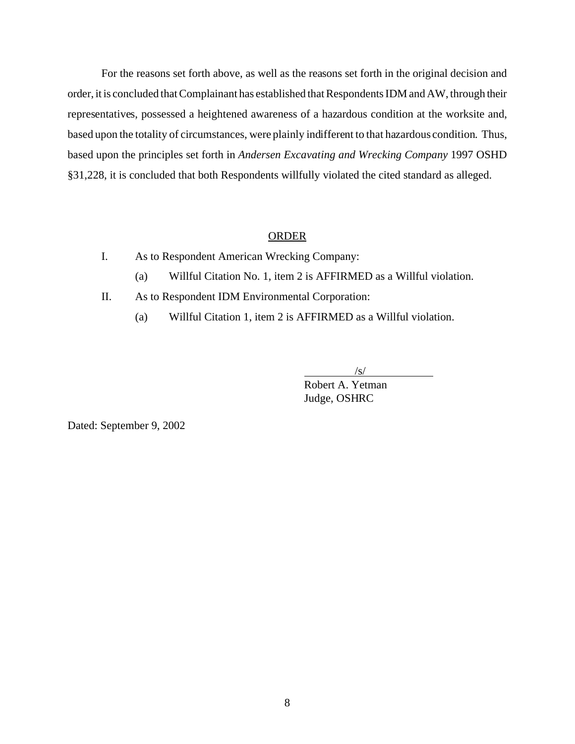For the reasons set forth above, as well as the reasons set forth in the original decision and order, it is concluded that Complainant has established that Respondents IDM and AW, through their representatives, possessed a heightened awareness of a hazardous condition at the worksite and, based upon the totality of circumstances, were plainly indifferent to that hazardous condition. Thus, based upon the principles set forth in *Andersen Excavating and Wrecking Company* 1997 OSHD §31,228, it is concluded that both Respondents willfully violated the cited standard as alleged.

## ORDER

I. As to Respondent American Wrecking Company:

(a) Willful Citation No. 1, item 2 is AFFIRMED as a Willful violation.

II. As to Respondent IDM Environmental Corporation:

(a) Willful Citation 1, item 2 is AFFIRMED as a Willful violation.

/s/
Robert A. Yetman
Judge, OSHRC

Dated: September 9, 2002